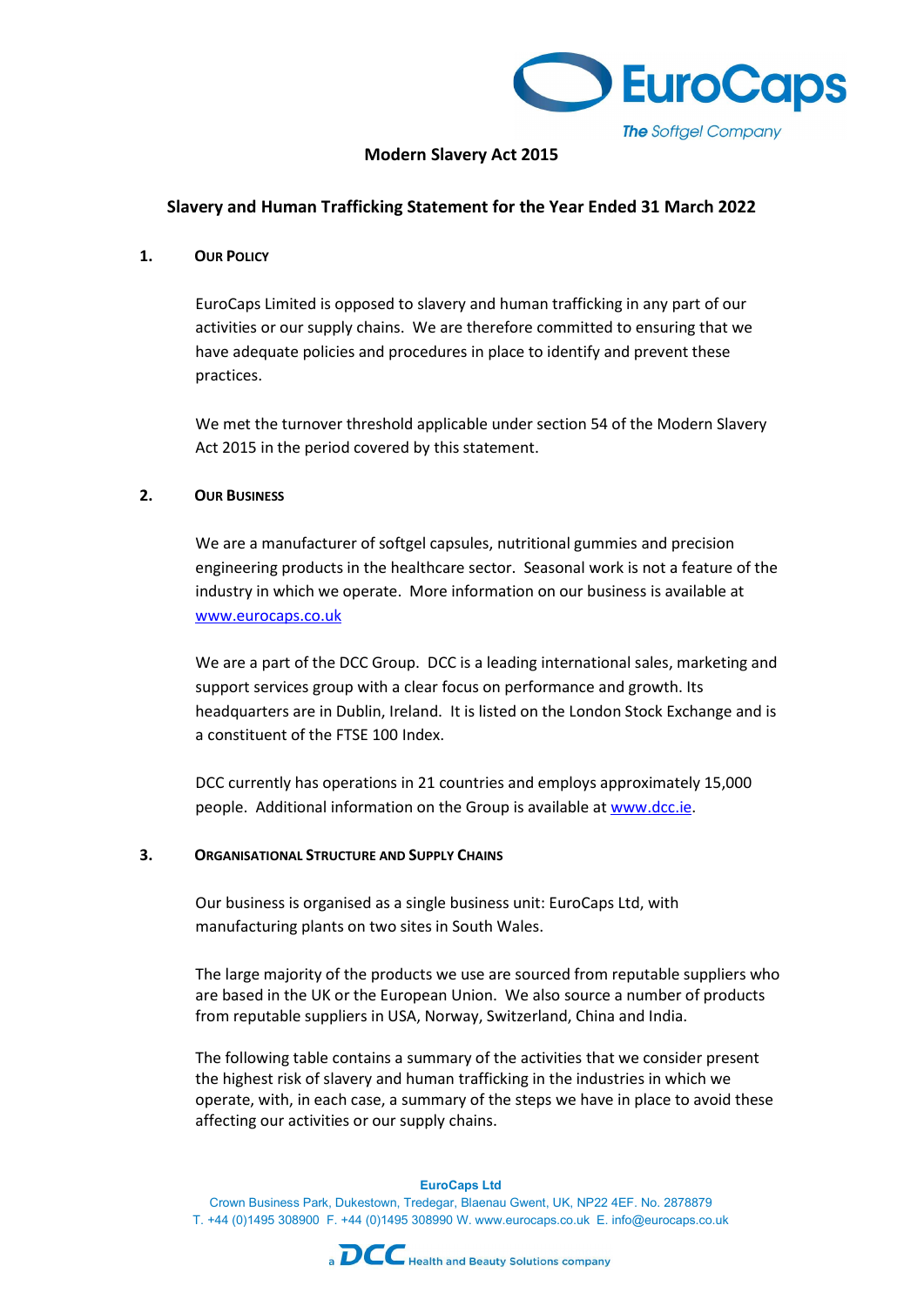# Modern Slavery Act 2015

## Slavery and Human Trafficking Statement for the Year Ended 31 March 2022

### 1. Our Policy

EuroCaps Limited is opposed to slavery and human trafficking in any part of our activities or our supply chains. We are therefore committed to ensuring that we have adequate policies and procedures in place to identify and prevent these practices.

We met the turnover threshold applicable under section 54 of the Modern Slavery Act 2015 in the period covered by this statement.

### 2. Our Business

We are a manufacturer of softgel capsules, nutritional gummies and precision engineering products in the healthcare sector. Seasonal work is not a feature of the industry in which we operate. More information on our business is available at [www.eurocaps.co.uk](http://www.eurocaps.co.uk)

We are a part of the DCC Group. DCC is a leading international sales, marketing and support services group with a clear focus on performance and growth. Its headquarters are in Dublin, Ireland. It is listed on the London Stock Exchange and is a constituent of the FTSE 100 Index.

DCC currently has operations in 21 countries and employs approximately 15,000 people. Additional information on the Group is available at [www.dcc.ie](http://www.dcc.ie).

### 3. Organisational Structure and Supply Chains

Our business is organised as a single business unit: EuroCaps Ltd, with manufacturing plants on two sites in South Wales.

The large majority of the products we use are sourced from reputable suppliers who are based in the UK or the European Union. We also source a number of products from reputable suppliers in USA, Norway, Switzerland, China and India.

The following table contains a summary of the activities that we consider present the highest risk of slavery and human trafficking in the industries in which we operate, with, in each case, a summary of the steps we have in place to avoid these affecting our activities or our supply chains.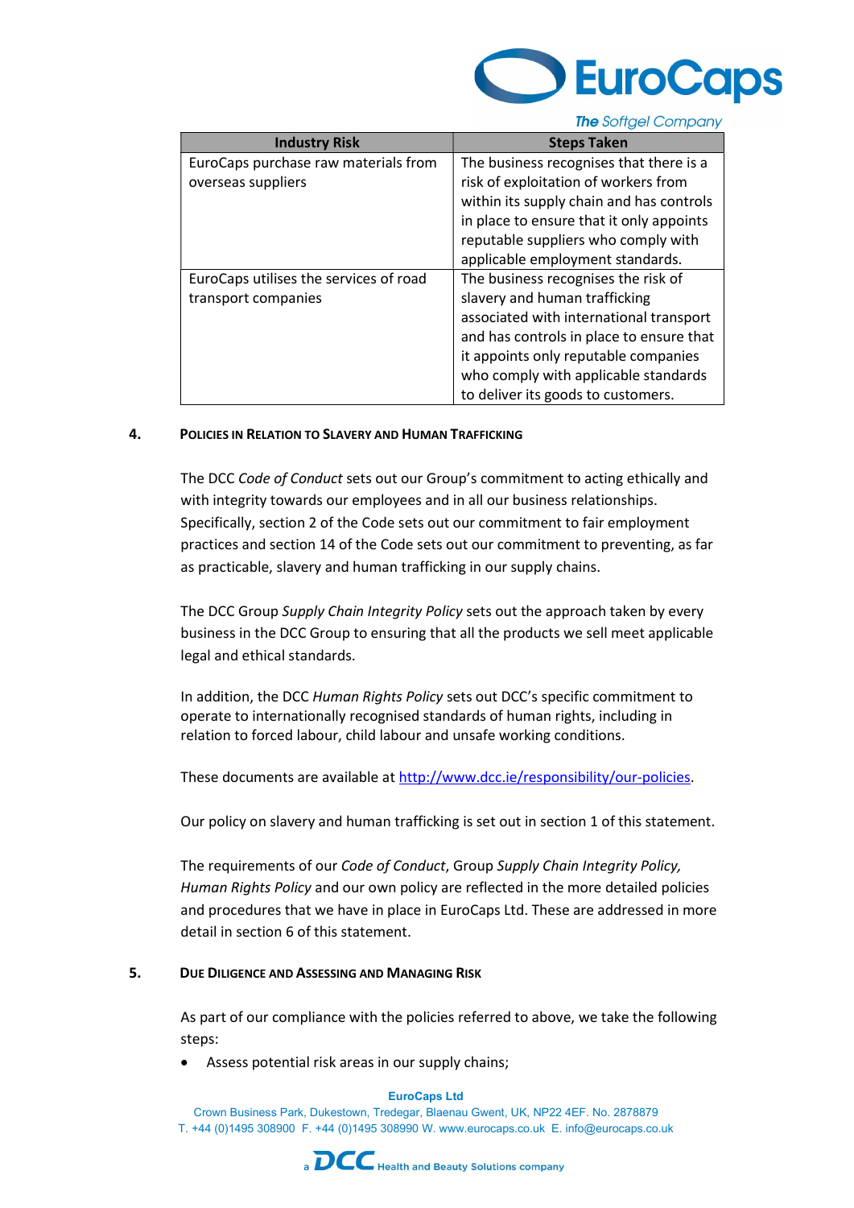| Industry Risk | Steps Taken |
|---|---|
| EuroCaps purchase raw materials from overseas suppliers | The business recognises that there is a risk of exploitation of workers from within its supply chain and has controls in place to ensure that it only appoints reputable suppliers who comply with applicable employment standards. |
| EuroCaps utilises the services of road transport companies | The business recognises the risk of slavery and human trafficking associated with international transport and has controls in place to ensure that it appoints only reputable companies who comply with applicable standards to deliver its goods to customers. |

## 4. Policies in Relation to Slavery and Human Trafficking

The DCC *Code of Conduct* sets out our Group's commitment to acting ethically and with integrity towards our employees and in all our business relationships. Specifically, section 2 of the Code sets out our commitment to fair employment practices and section 14 of the Code sets out our commitment to preventing, as far as practicable, slavery and human trafficking in our supply chains.

The DCC Group *Supply Chain Integrity Policy* sets out the approach taken by every business in the DCC Group to ensuring that all the products we sell meet applicable legal and ethical standards.

In addition, the DCC *Human Rights Policy* sets out DCC's specific commitment to operate to internationally recognised standards of human rights, including in relation to forced labour, child labour and unsafe working conditions.

These documents are available at [http://www.dcc.ie/responsibility/our-policies](http://www.dcc.ie/responsibility/our-policies).

Our policy on slavery and human trafficking is set out in section 1 of this statement.

The requirements of our *Code of Conduct*, Group *Supply Chain Integrity Policy, Human Rights Policy* and our own policy are reflected in the more detailed policies and procedures that we have in place in EuroCaps Ltd. These are addressed in more detail in section 6 of this statement.

## 5. Due Diligence and Assessing and Managing Risk

As part of our compliance with the policies referred to above, we take the following steps:

- Assess potential risk areas in our supply chains;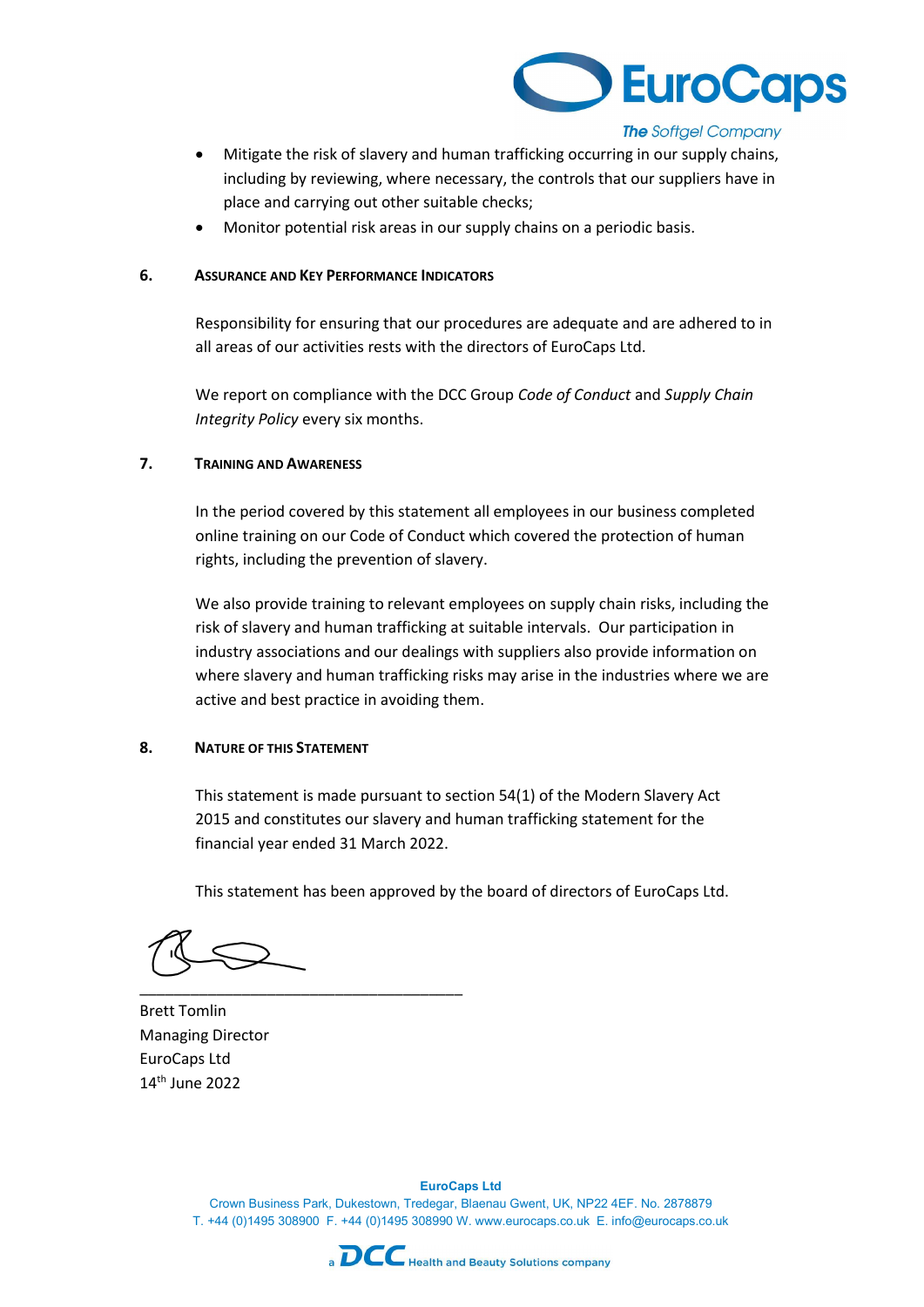- Mitigate the risk of slavery and human trafficking occurring in our supply chains, including by reviewing, where necessary, the controls that our suppliers have in place and carrying out other suitable checks;
- Monitor potential risk areas in our supply chains on a periodic basis.

## 6. Assurance and Key Performance Indicators

Responsibility for ensuring that our procedures are adequate and are adhered to in all areas of our activities rests with the directors of EuroCaps Ltd.

We report on compliance with the DCC Group *Code of Conduct* and *Supply Chain Integrity Policy* every six months.

## 7. Training and Awareness

In the period covered by this statement all employees in our business completed online training on our Code of Conduct which covered the protection of human rights, including the prevention of slavery.

We also provide training to relevant employees on supply chain risks, including the risk of slavery and human trafficking at suitable intervals. Our participation in industry associations and our dealings with suppliers also provide information on where slavery and human trafficking risks may arise in the industries where we are active and best practice in avoiding them.

## 8. Nature of this Statement

This statement is made pursuant to section 54(1) of the Modern Slavery Act 2015 and constitutes our slavery and human trafficking statement for the financial year ended 31 March 2022.

This statement has been approved by the board of directors of EuroCaps Ltd.

\_\_\_\_\_\_\_\_\_\_\_\_\_\_\_\_\_\_\_\_\_\_\_\_\_\_\_\_\_\_\_\_\_\_\_\_\_\_\_\_

Brett Tomlin
Managing Director
EuroCaps Ltd
14th June 2022